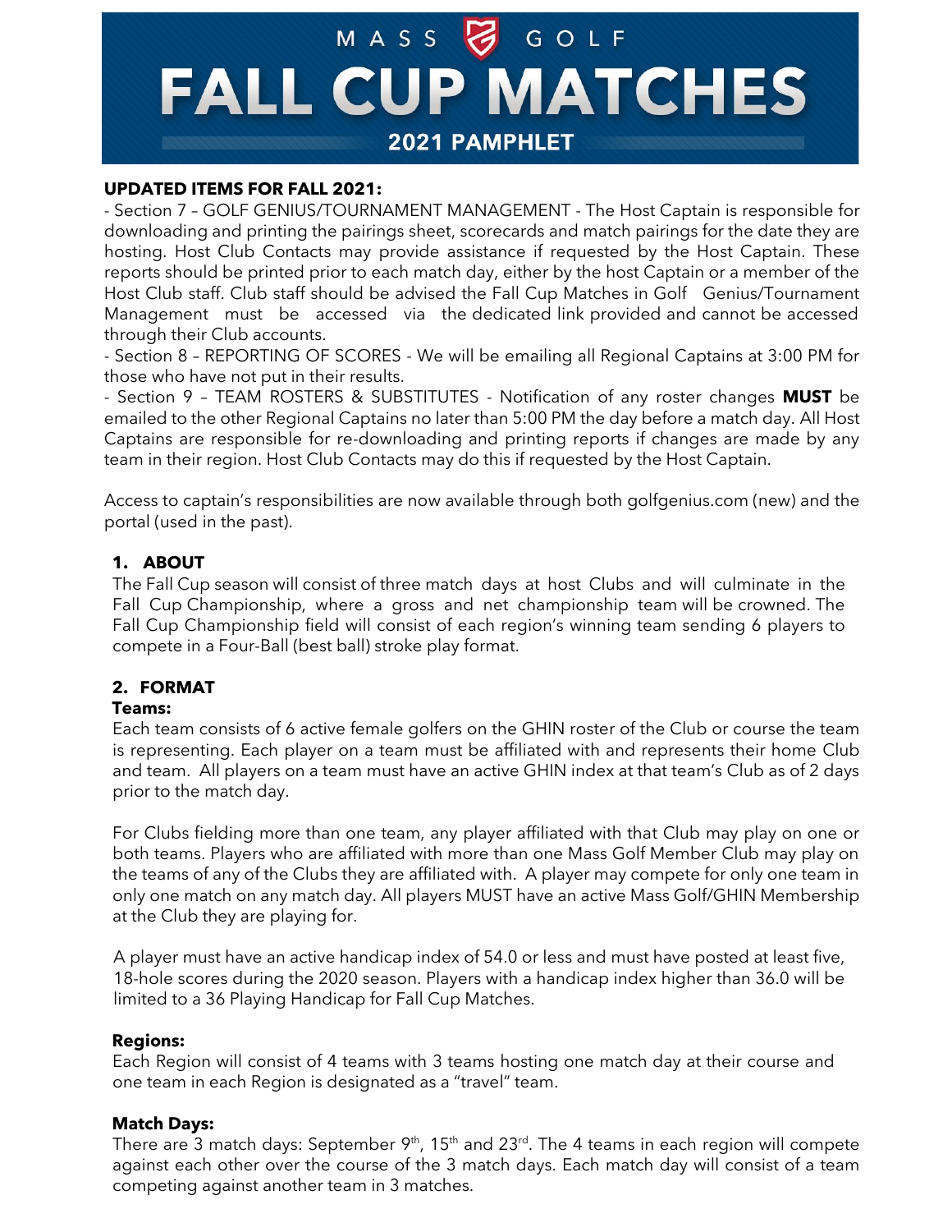# MASS GOLF FALL CUP MATCHES

## 2021 PAMPHLET

**UPDATED ITEMS FOR FALL 2021:**

- Section 7 – GOLF GENIUS/TOURNAMENT MANAGEMENT - The Host Captain is responsible for downloading and printing the pairings sheet, scorecards and match pairings for the date they are hosting. Host Club Contacts may provide assistance if requested by the Host Captain. These reports should be printed prior to each match day, either by the host Captain or a member of the Host Club staff. Club staff should be advised the Fall Cup Matches in Golf Genius/Tournament Management must be accessed via the dedicated link provided and cannot be accessed through their Club accounts.
- Section 8 – REPORTING OF SCORES - We will be emailing all Regional Captains at 3:00 PM for those who have not put in their results.
- Section 9 – TEAM ROSTERS & SUBSTITUTES - Notification of any roster changes **MUST** be emailed to the other Regional Captains no later than 5:00 PM the day before a match day. All Host Captains are responsible for re-downloading and printing reports if changes are made by any team in their region. Host Club Contacts may do this if requested by the Host Captain.

Access to captain's responsibilities are now available through both golfgenius.com (new) and the portal (used in the past).

### 1. ABOUT

The Fall Cup season will consist of three match days at host Clubs and will culminate in the Fall Cup Championship, where a gross and net championship team will be crowned. The Fall Cup Championship field will consist of each region's winning team sending 6 players to compete in a Four-Ball (best ball) stroke play format.

### 2. FORMAT

**Teams:**

Each team consists of 6 active female golfers on the GHIN roster of the Club or course the team is representing. Each player on a team must be affiliated with and represents their home Club and team. All players on a team must have an active GHIN index at that team's Club as of 2 days prior to the match day.

For Clubs fielding more than one team, any player affiliated with that Club may play on one or both teams. Players who are affiliated with more than one Mass Golf Member Club may play on the teams of any of the Clubs they are affiliated with. A player may compete for only one team in only one match on any match day. All players MUST have an active Mass Golf/GHIN Membership at the Club they are playing for.

A player must have an active handicap index of 54.0 or less and must have posted at least five, 18-hole scores during the 2020 season. Players with a handicap index higher than 36.0 will be limited to a 36 Playing Handicap for Fall Cup Matches.

**Regions:**

Each Region will consist of 4 teams with 3 teams hosting one match day at their course and one team in each Region is designated as a "travel" team.

**Match Days:**

There are 3 match days: September 9th, 15th and 23rd. The 4 teams in each region will compete against each other over the course of the 3 match days. Each match day will consist of a team competing against another team in 3 matches.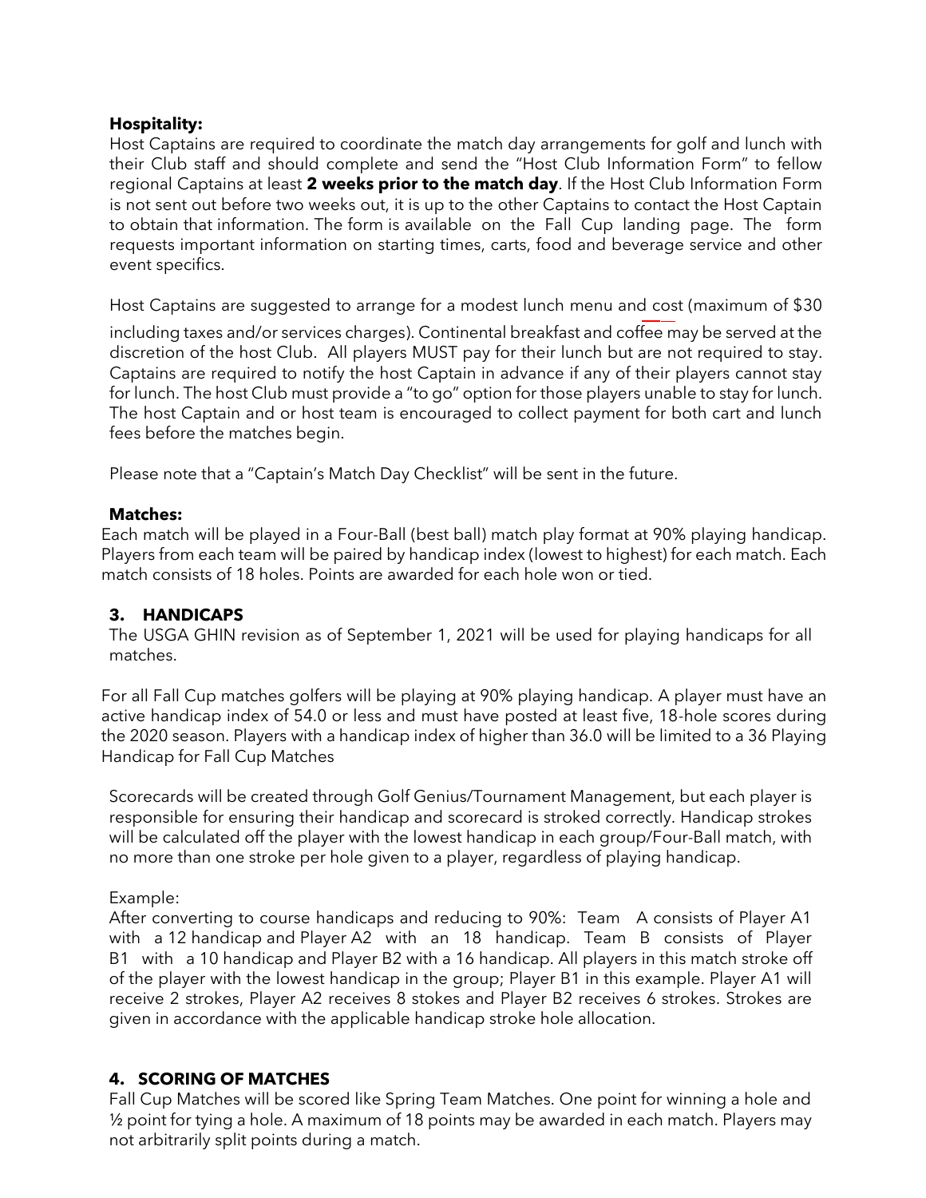**Hospitality:**

Host Captains are required to coordinate the match day arrangements for golf and lunch with their Club staff and should complete and send the "Host Club Information Form" to fellow regional Captains at least **2 weeks prior to the match day**. If the Host Club Information Form is not sent out before two weeks out, it is up to the other Captains to contact the Host Captain to obtain that information. The form is available on the Fall Cup landing page. The form requests important information on starting times, carts, food and beverage service and other event specifics.

Host Captains are suggested to arrange for a modest lunch menu and cost (maximum of $30 including taxes and/or services charges). Continental breakfast and coffee may be served at the discretion of the host Club. All players MUST pay for their lunch but are not required to stay. Captains are required to notify the host Captain in advance if any of their players cannot stay for lunch. The host Club must provide a "to go" option for those players unable to stay for lunch. The host Captain and or host team is encouraged to collect payment for both cart and lunch fees before the matches begin.

Please note that a "Captain's Match Day Checklist" will be sent in the future.

**Matches:**

Each match will be played in a Four-Ball (best ball) match play format at 90% playing handicap. Players from each team will be paired by handicap index (lowest to highest) for each match. Each match consists of 18 holes. Points are awarded for each hole won or tied.

## 3. HANDICAPS

The USGA GHIN revision as of September 1, 2021 will be used for playing handicaps for all matches.

For all Fall Cup matches golfers will be playing at 90% playing handicap. A player must have an active handicap index of 54.0 or less and must have posted at least five, 18-hole scores during the 2020 season. Players with a handicap index of higher than 36.0 will be limited to a 36 Playing Handicap for Fall Cup Matches

Scorecards will be created through Golf Genius/Tournament Management, but each player is responsible for ensuring their handicap and scorecard is stroked correctly. Handicap strokes will be calculated off the player with the lowest handicap in each group/Four-Ball match, with no more than one stroke per hole given to a player, regardless of playing handicap.

Example:

After converting to course handicaps and reducing to 90%: Team A consists of Player A1 with a 12 handicap and Player A2 with an 18 handicap. Team B consists of Player B1 with a 10 handicap and Player B2 with a 16 handicap. All players in this match stroke off of the player with the lowest handicap in the group; Player B1 in this example. Player A1 will receive 2 strokes, Player A2 receives 8 stokes and Player B2 receives 6 strokes. Strokes are given in accordance with the applicable handicap stroke hole allocation.

## 4. SCORING OF MATCHES

Fall Cup Matches will be scored like Spring Team Matches. One point for winning a hole and ½ point for tying a hole. A maximum of 18 points may be awarded in each match. Players may not arbitrarily split points during a match.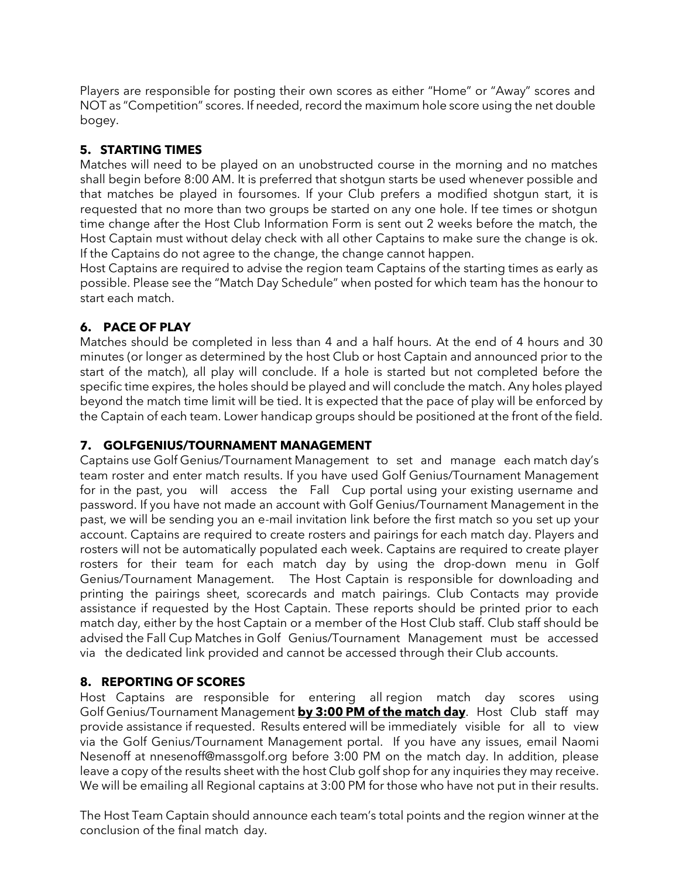Players are responsible for posting their own scores as either “Home” or “Away” scores and NOT as “Competition” scores. If needed, record the maximum hole score using the net double bogey.

## 5. STARTING TIMES

Matches will need to be played on an unobstructed course in the morning and no matches shall begin before 8:00 AM. It is preferred that shotgun starts be used whenever possible and that matches be played in foursomes. If your Club prefers a modified shotgun start, it is requested that no more than two groups be started on any one hole. If tee times or shotgun time change after the Host Club Information Form is sent out 2 weeks before the match, the Host Captain must without delay check with all other Captains to make sure the change is ok. If the Captains do not agree to the change, the change cannot happen.

Host Captains are required to advise the region team Captains of the starting times as early as possible. Please see the “Match Day Schedule” when posted for which team has the honour to start each match.

## 6. PACE OF PLAY

Matches should be completed in less than 4 and a half hours. At the end of 4 hours and 30 minutes (or longer as determined by the host Club or host Captain and announced prior to the start of the match), all play will conclude. If a hole is started but not completed before the specific time expires, the holes should be played and will conclude the match. Any holes played beyond the match time limit will be tied. It is expected that the pace of play will be enforced by the Captain of each team. Lower handicap groups should be positioned at the front of the field.

## 7. GOLFGENIUS/TOURNAMENT MANAGEMENT

Captains use Golf Genius/Tournament Management to set and manage each match day’s team roster and enter match results. If you have used Golf Genius/Tournament Management for in the past, you will access the Fall Cup portal using your existing username and password. If you have not made an account with Golf Genius/Tournament Management in the past, we will be sending you an e-mail invitation link before the first match so you set up your account. Captains are required to create rosters and pairings for each match day. Players and rosters will not be automatically populated each week. Captains are required to create player rosters for their team for each match day by using the drop-down menu in Golf Genius/Tournament Management. The Host Captain is responsible for downloading and printing the pairings sheet, scorecards and match pairings. Club Contacts may provide assistance if requested by the Host Captain. These reports should be printed prior to each match day, either by the host Captain or a member of the Host Club staff. Club staff should be advised the Fall Cup Matches in Golf Genius/Tournament Management must be accessed via the dedicated link provided and cannot be accessed through their Club accounts.

## 8. REPORTING OF SCORES

Host Captains are responsible for entering all region match day scores using Golf Genius/Tournament Management **by 3:00 PM of the match day**. Host Club staff may provide assistance if requested. Results entered will be immediately visible for all to view via the Golf Genius/Tournament Management portal. If you have any issues, email Naomi Nesenoff at nnesenoff@massgolf.org before 3:00 PM on the match day. In addition, please leave a copy of the results sheet with the host Club golf shop for any inquiries they may receive. We will be emailing all Regional captains at 3:00 PM for those who have not put in their results.

The Host Team Captain should announce each team’s total points and the region winner at the conclusion of the final match day.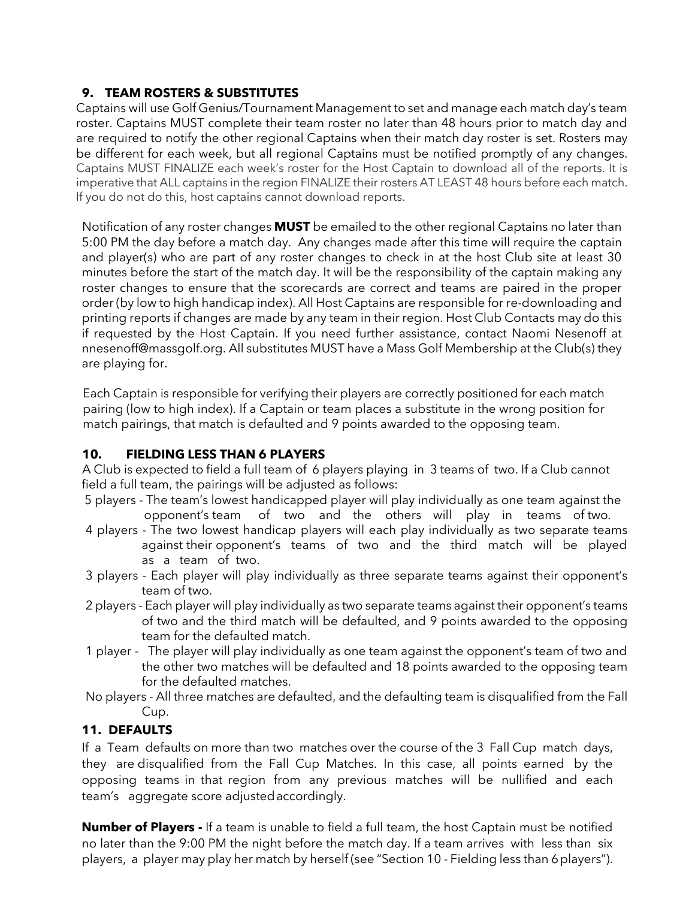## 9. TEAM ROSTERS & SUBSTITUTES

Captains will use Golf Genius/Tournament Management to set and manage each match day's team roster. Captains MUST complete their team roster no later than 48 hours prior to match day and are required to notify the other regional Captains when their match day roster is set. Rosters may be different for each week, but all regional Captains must be notified promptly of any changes. Captains MUST FINALIZE each week's roster for the Host Captain to download all of the reports. It is imperative that ALL captains in the region FINALIZE their rosters AT LEAST 48 hours before each match. If you do not do this, host captains cannot download reports.

Notification of any roster changes **MUST** be emailed to the other regional Captains no later than 5:00 PM the day before a match day. Any changes made after this time will require the captain and player(s) who are part of any roster changes to check in at the host Club site at least 30 minutes before the start of the match day. It will be the responsibility of the captain making any roster changes to ensure that the scorecards are correct and teams are paired in the proper order (by low to high handicap index). All Host Captains are responsible for re-downloading and printing reports if changes are made by any team in their region. Host Club Contacts may do this if requested by the Host Captain. If you need further assistance, contact Naomi Nesenoff at nnesenoff@massgolf.org. All substitutes MUST have a Mass Golf Membership at the Club(s) they are playing for.

Each Captain is responsible for verifying their players are correctly positioned for each match pairing (low to high index). If a Captain or team places a substitute in the wrong position for match pairings, that match is defaulted and 9 points awarded to the opposing team.

## 10. FIELDING LESS THAN 6 PLAYERS

A Club is expected to field a full team of 6 players playing in 3 teams of two. If a Club cannot field a full team, the pairings will be adjusted as follows:

- 5 players - The team's lowest handicapped player will play individually as one team against the opponent's team of two and the others will play in teams of two.
- 4 players - The two lowest handicap players will each play individually as two separate teams against their opponent's teams of two and the third match will be played as a team of two.
- 3 players - Each player will play individually as three separate teams against their opponent's team of two.
- 2 players - Each player will play individually as two separate teams against their opponent's teams of two and the third match will be defaulted, and 9 points awarded to the opposing team for the defaulted match.
- 1 player - The player will play individually as one team against the opponent's team of two and the other two matches will be defaulted and 18 points awarded to the opposing team for the defaulted matches.
- No players - All three matches are defaulted, and the defaulting team is disqualified from the Fall Cup.

## 11. DEFAULTS

If a Team defaults on more than two matches over the course of the 3 Fall Cup match days, they are disqualified from the Fall Cup Matches. In this case, all points earned by the opposing teams in that region from any previous matches will be nullified and each team's aggregate score adjusted accordingly.

**Number of Players -** If a team is unable to field a full team, the host Captain must be notified no later than the 9:00 PM the night before the match day. If a team arrives with less than six players, a player may play her match by herself (see "Section 10 - Fielding less than 6 players").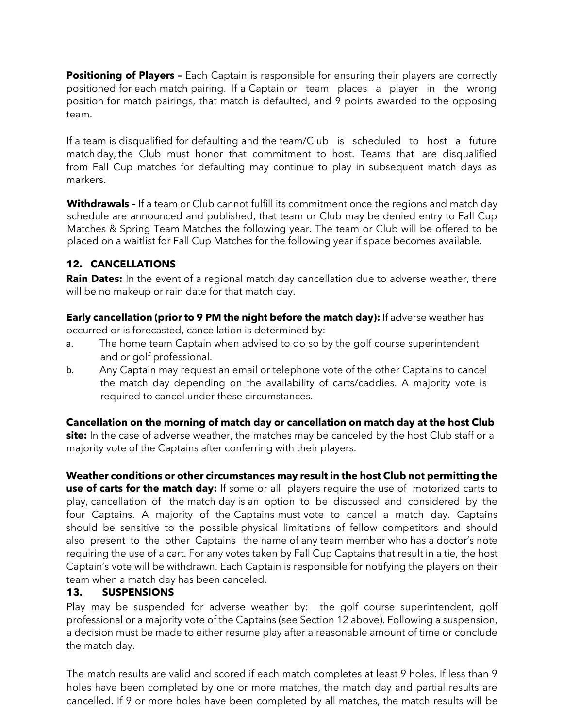**Positioning of Players –** Each Captain is responsible for ensuring their players are correctly positioned for each match pairing. If a Captain or team places a player in the wrong position for match pairings, that match is defaulted, and 9 points awarded to the opposing team.

If a team is disqualified for defaulting and the team/Club is scheduled to host a future match day, the Club must honor that commitment to host. Teams that are disqualified from Fall Cup matches for defaulting may continue to play in subsequent match days as markers.

**Withdrawals –** If a team or Club cannot fulfill its commitment once the regions and match day schedule are announced and published, that team or Club may be denied entry to Fall Cup Matches & Spring Team Matches the following year. The team or Club will be offered to be placed on a waitlist for Fall Cup Matches for the following year if space becomes available.

### 12. CANCELLATIONS

**Rain Dates:** In the event of a regional match day cancellation due to adverse weather, there will be no makeup or rain date for that match day.

**Early cancellation (prior to 9 PM the night before the match day):** If adverse weather has occurred or is forecasted, cancellation is determined by:

a. The home team Captain when advised to do so by the golf course superintendent and or golf professional.
b. Any Captain may request an email or telephone vote of the other Captains to cancel the match day depending on the availability of carts/caddies. A majority vote is required to cancel under these circumstances.

**Cancellation on the morning of match day or cancellation on match day at the host Club site:** In the case of adverse weather, the matches may be canceled by the host Club staff or a majority vote of the Captains after conferring with their players.

**Weather conditions or other circumstances may result in the host Club not permitting the use of carts for the match day:** If some or all players require the use of motorized carts to play, cancellation of the match day is an option to be discussed and considered by the four Captains. A majority of the Captains must vote to cancel a match day. Captains should be sensitive to the possible physical limitations of fellow competitors and should also present to the other Captains the name of any team member who has a doctor's note requiring the use of a cart. For any votes taken by Fall Cup Captains that result in a tie, the host Captain's vote will be withdrawn. Each Captain is responsible for notifying the players on their team when a match day has been canceled.

### 13. SUSPENSIONS

Play may be suspended for adverse weather by: the golf course superintendent, golf professional or a majority vote of the Captains (see Section 12 above). Following a suspension, a decision must be made to either resume play after a reasonable amount of time or conclude the match day.

The match results are valid and scored if each match completes at least 9 holes. If less than 9 holes have been completed by one or more matches, the match day and partial results are cancelled. If 9 or more holes have been completed by all matches, the match results will be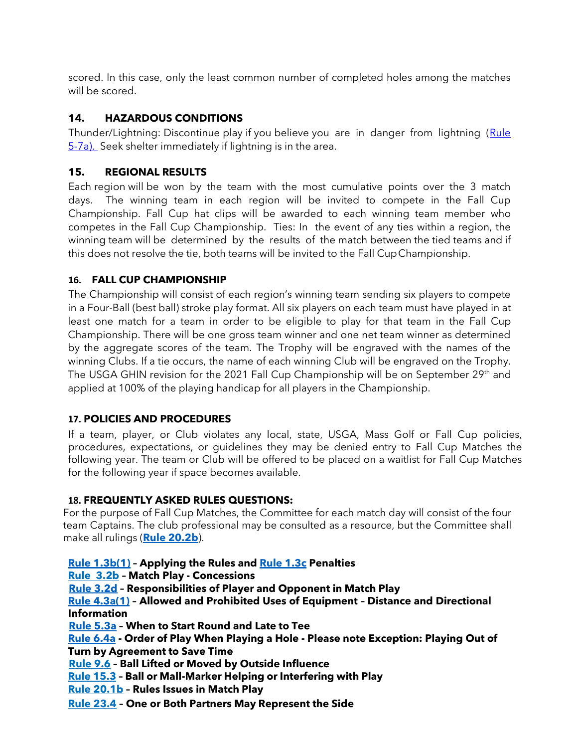scored. In this case, only the least common number of completed holes among the matches will be scored.

## 14. HAZARDOUS CONDITIONS

Thunder/Lightning: Discontinue play if you believe you are in danger from lightning (Rule 5-7a). Seek shelter immediately if lightning is in the area.

## 15. REGIONAL RESULTS

Each region will be won by the team with the most cumulative points over the 3 match days. The winning team in each region will be invited to compete in the Fall Cup Championship. Fall Cup hat clips will be awarded to each winning team member who competes in the Fall Cup Championship. Ties: In the event of any ties within a region, the winning team will be determined by the results of the match between the tied teams and if this does not resolve the tie, both teams will be invited to the Fall Cup Championship.

## 16. FALL CUP CHAMPIONSHIP

The Championship will consist of each region's winning team sending six players to compete in a Four-Ball (best ball) stroke play format. All six players on each team must have played in at least one match for a team in order to be eligible to play for that team in the Fall Cup Championship. There will be one gross team winner and one net team winner as determined by the aggregate scores of the team. The Trophy will be engraved with the names of the winning Clubs. If a tie occurs, the name of each winning Club will be engraved on the Trophy. The USGA GHIN revision for the 2021 Fall Cup Championship will be on September 29th and applied at 100% of the playing handicap for all players in the Championship.

## 17. POLICIES AND PROCEDURES

If a team, player, or Club violates any local, state, USGA, Mass Golf or Fall Cup policies, procedures, expectations, or guidelines they may be denied entry to Fall Cup Matches the following year. The team or Club will be offered to be placed on a waitlist for Fall Cup Matches for the following year if space becomes available.

## 18. FREQUENTLY ASKED RULES QUESTIONS:

For the purpose of Fall Cup Matches, the Committee for each match day will consist of the four team Captains. The club professional may be consulted as a resource, but the Committee shall make all rulings (**Rule 20.2b**).

**Rule 1.3b(1) – Applying the Rules and Rule 1.3c Penalties**
**Rule 3.2b – Match Play - Concessions**
**Rule 3.2d – Responsibilities of Player and Opponent in Match Play**
**Rule 4.3a(1) – Allowed and Prohibited Uses of Equipment – Distance and Directional Information**
**Rule 5.3a – When to Start Round and Late to Tee**
**Rule 6.4a - Order of Play When Playing a Hole - Please note Exception: Playing Out of Turn by Agreement to Save Time**
**Rule 9.6 – Ball Lifted or Moved by Outside Influence**
**Rule 15.3 – Ball or Mall-Marker Helping or Interfering with Play**
**Rule 20.1b – Rules Issues in Match Play**
**Rule 23.4 – One or Both Partners May Represent the Side**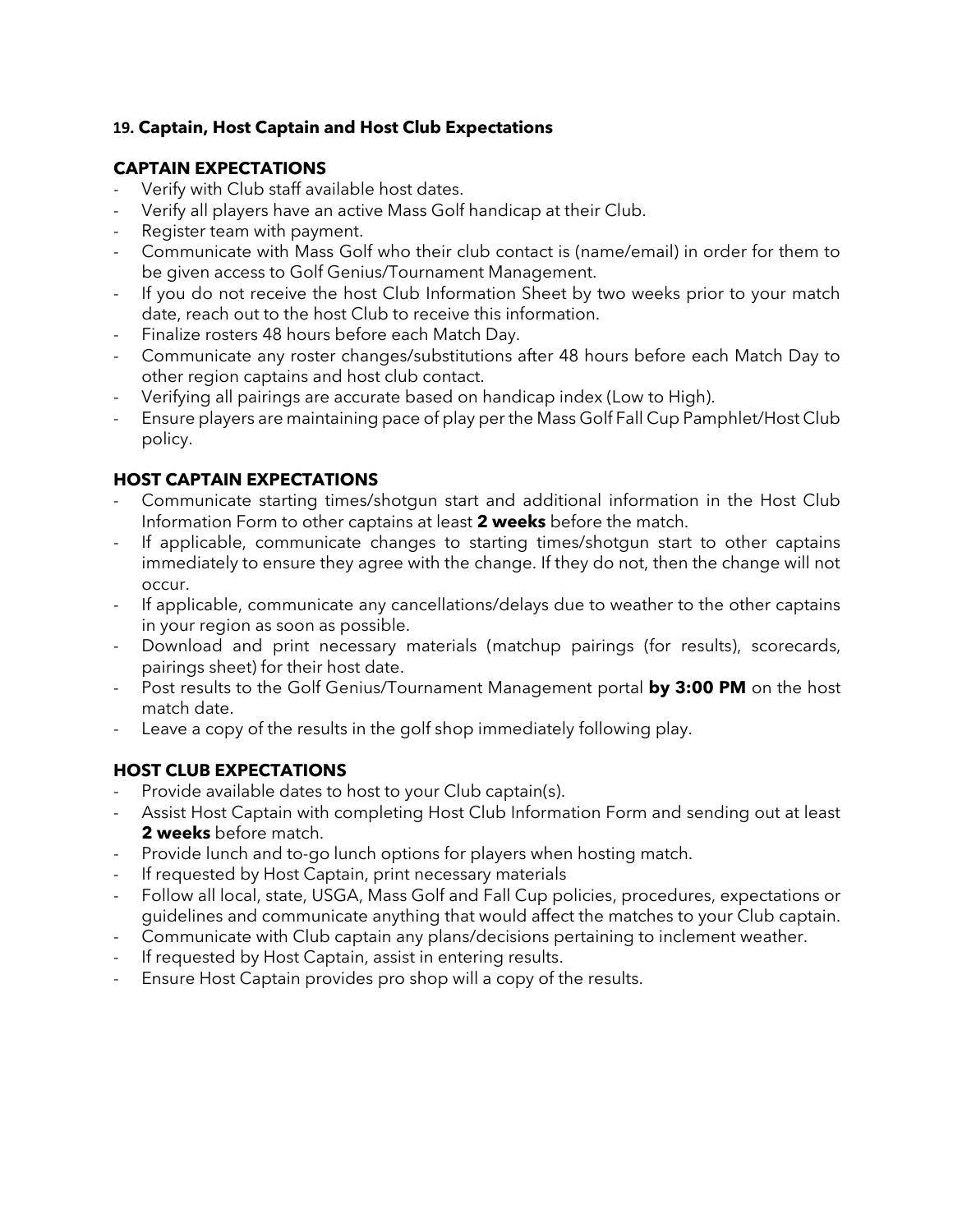### 19. Captain, Host Captain and Host Club Expectations

**CAPTAIN EXPECTATIONS**

- Verify with Club staff available host dates.
- Verify all players have an active Mass Golf handicap at their Club.
- Register team with payment.
- Communicate with Mass Golf who their club contact is (name/email) in order for them to be given access to Golf Genius/Tournament Management.
- If you do not receive the host Club Information Sheet by two weeks prior to your match date, reach out to the host Club to receive this information.
- Finalize rosters 48 hours before each Match Day.
- Communicate any roster changes/substitutions after 48 hours before each Match Day to other region captains and host club contact.
- Verifying all pairings are accurate based on handicap index (Low to High).
- Ensure players are maintaining pace of play per the Mass Golf Fall Cup Pamphlet/Host Club policy.

**HOST CAPTAIN EXPECTATIONS**

- Communicate starting times/shotgun start and additional information in the Host Club Information Form to other captains at least **2 weeks** before the match.
- If applicable, communicate changes to starting times/shotgun start to other captains immediately to ensure they agree with the change. If they do not, then the change will not occur.
- If applicable, communicate any cancellations/delays due to weather to the other captains in your region as soon as possible.
- Download and print necessary materials (matchup pairings (for results), scorecards, pairings sheet) for their host date.
- Post results to the Golf Genius/Tournament Management portal **by 3:00 PM** on the host match date.
- Leave a copy of the results in the golf shop immediately following play.

**HOST CLUB EXPECTATIONS**

- Provide available dates to host to your Club captain(s).
- Assist Host Captain with completing Host Club Information Form and sending out at least **2 weeks** before match.
- Provide lunch and to-go lunch options for players when hosting match.
- If requested by Host Captain, print necessary materials
- Follow all local, state, USGA, Mass Golf and Fall Cup policies, procedures, expectations or guidelines and communicate anything that would affect the matches to your Club captain.
- Communicate with Club captain any plans/decisions pertaining to inclement weather.
- If requested by Host Captain, assist in entering results.
- Ensure Host Captain provides pro shop will a copy of the results.